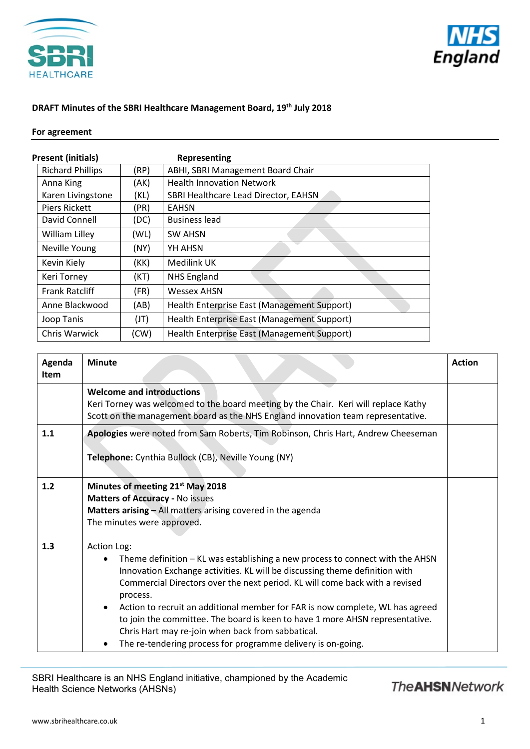**DRAFT Minutes of the SBRI Healthcare Management Board, 19th July 2018**

**For agreement**

| **Present (initials)** | | **Representing** |
|---|---|---|
| Richard Phillips | (RP) | ABHI, SBRI Management Board Chair |
| Anna King | (AK) | Health Innovation Network |
| Karen Livingstone | (KL) | SBRI Healthcare Lead Director, EAHSN |
| Piers Rickett | (PR) | EAHSN |
| David Connell | (DC) | Business lead |
| William Lilley | (WL) | SW AHSN |
| Neville Young | (NY) | YH AHSN |
| Kevin Kiely | (KK) | Medilink UK |
| Keri Torney | (KT) | NHS England |
| Frank Ratcliff | (FR) | Wessex AHSN |
| Anne Blackwood | (AB) | Health Enterprise East (Management Support) |
| Joop Tanis | (JT) | Health Enterprise East (Management Support) |
| Chris Warwick | (CW) | Health Enterprise East (Management Support) |

| **Agenda Item** | **Minute** | **Action** |
|---|---|---|
| | **Welcome and introductions**<br>Keri Torney was welcomed to the board meeting by the Chair. Keri will replace Kathy Scott on the management board as the NHS England innovation team representative. | |
| **1.1** | **Apologies** were noted from Sam Roberts, Tim Robinson, Chris Hart, Andrew Cheeseman<br><br>**Telephone:** Cynthia Bullock (CB), Neville Young (NY) | |
| **1.2**<br><br><br><br><br>**1.3** | **Minutes of meeting 21st May 2018**<br>**Matters of Accuracy -** No issues<br>**Matters arising –** All matters arising covered in the agenda<br>The minutes were approved.<br><br>Action Log:<br>• Theme definition – KL was establishing a new process to connect with the AHSN Innovation Exchange activities. KL will be discussing theme definition with Commercial Directors over the next period. KL will come back with a revised process.<br>• Action to recruit an additional member for FAR is now complete, WL has agreed to join the committee. The board is keen to have 1 more AHSN representative. Chris Hart may re-join when back from sabbatical.<br>• The re-tendering process for programme delivery is on-going. | |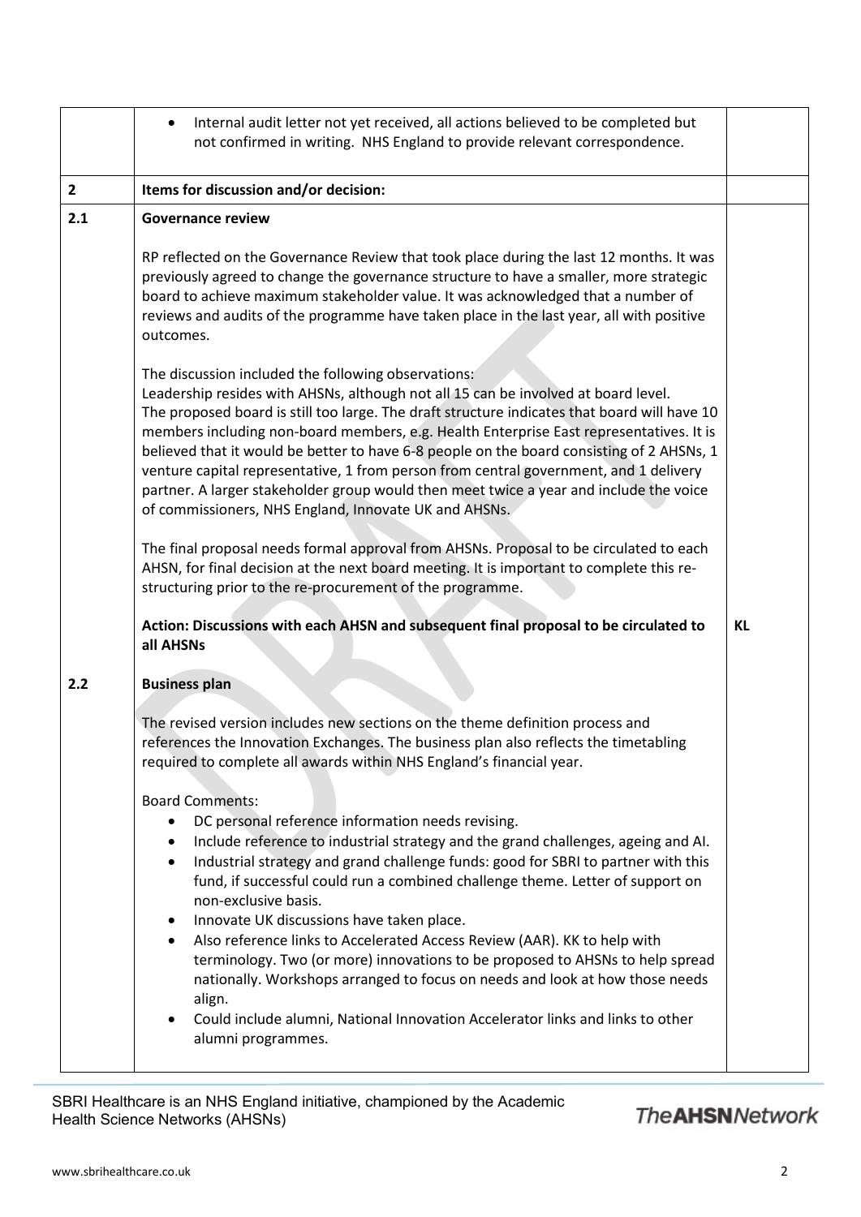| | | |
|---|---|---|
| | • Internal audit letter not yet received, all actions believed to be completed but not confirmed in writing. NHS England to provide relevant correspondence. | |
| **2** | **Items for discussion and/or decision:** | |
| **2.1** | **Governance review**<br><br>RP reflected on the Governance Review that took place during the last 12 months. It was previously agreed to change the governance structure to have a smaller, more strategic board to achieve maximum stakeholder value. It was acknowledged that a number of reviews and audits of the programme have taken place in the last year, all with positive outcomes.<br><br>The discussion included the following observations:<br>Leadership resides with AHSNs, although not all 15 can be involved at board level.<br>The proposed board is still too large. The draft structure indicates that board will have 10 members including non-board members, e.g. Health Enterprise East representatives. It is believed that it would be better to have 6-8 people on the board consisting of 2 AHSNs, 1 venture capital representative, 1 from person from central government, and 1 delivery partner. A larger stakeholder group would then meet twice a year and include the voice of commissioners, NHS England, Innovate UK and AHSNs.<br><br>The final proposal needs formal approval from AHSNs. Proposal to be circulated to each AHSN, for final decision at the next board meeting. It is important to complete this re-structuring prior to the re-procurement of the programme.<br><br>**Action: Discussions with each AHSN and subsequent final proposal to be circulated to all AHSNs** | **KL** |
| **2.2** | **Business plan**<br><br>The revised version includes new sections on the theme definition process and references the Innovation Exchanges. The business plan also reflects the timetabling required to complete all awards within NHS England's financial year.<br><br>Board Comments:<br>• DC personal reference information needs revising.<br>• Include reference to industrial strategy and the grand challenges, ageing and AI.<br>• Industrial strategy and grand challenge funds: good for SBRI to partner with this fund, if successful could run a combined challenge theme. Letter of support on non-exclusive basis.<br>• Innovate UK discussions have taken place.<br>• Also reference links to Accelerated Access Review (AAR). KK to help with terminology. Two (or more) innovations to be proposed to AHSNs to help spread nationally. Workshops arranged to focus on needs and look at how those needs align.<br>• Could include alumni, National Innovation Accelerator links and links to other alumni programmes. | |

SBRI Healthcare is an NHS England initiative, championed by the Academic Health Science Networks (AHSNs)

The AHSN Network

www.sbrihealthcare.co.uk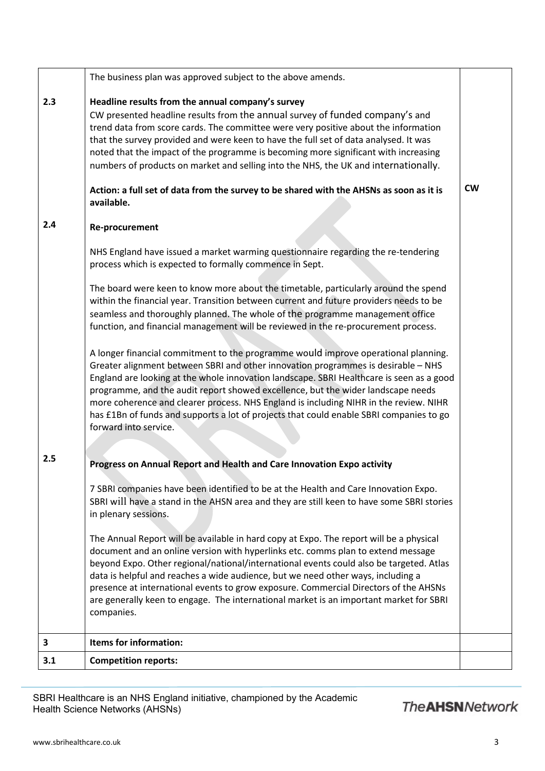| | | |
|---|---|---|
| | The business plan was approved subject to the above amends. | |
| 2.3 | **Headline results from the annual company's survey**<br>CW presented headline results from the annual survey of funded company's and trend data from score cards. The committee were very positive about the information that the survey provided and were keen to have the full set of data analysed. It was noted that the impact of the programme is becoming more significant with increasing numbers of products on market and selling into the NHS, the UK and internationally.<br><br>**Action: a full set of data from the survey to be shared with the AHSNs as soon as it is available.** | **CW** |
| 2.4 | **Re-procurement**<br><br>NHS England have issued a market warming questionnaire regarding the re-tendering process which is expected to formally commence in Sept.<br><br>The board were keen to know more about the timetable, particularly around the spend within the financial year. Transition between current and future providers needs to be seamless and thoroughly planned. The whole of the programme management office function, and financial management will be reviewed in the re-procurement process.<br><br>A longer financial commitment to the programme would improve operational planning. Greater alignment between SBRI and other innovation programmes is desirable – NHS England are looking at the whole innovation landscape. SBRI Healthcare is seen as a good programme, and the audit report showed excellence, but the wider landscape needs more coherence and clearer process. NHS England is including NIHR in the review. NIHR has £1Bn of funds and supports a lot of projects that could enable SBRI companies to go forward into service. | |
| 2.5 | **Progress on Annual Report and Health and Care Innovation Expo activity**<br><br>7 SBRI companies have been identified to be at the Health and Care Innovation Expo. SBRI will have a stand in the AHSN area and they are still keen to have some SBRI stories in plenary sessions.<br><br>The Annual Report will be available in hard copy at Expo. The report will be a physical document and an online version with hyperlinks etc. comms plan to extend message beyond Expo. Other regional/national/international events could also be targeted. Atlas data is helpful and reaches a wide audience, but we need other ways, including a presence at international events to grow exposure. Commercial Directors of the AHSNs are generally keen to engage. The international market is an important market for SBRI companies. | |
| **3** | **Items for information:** | |
| **3.1** | **Competition reports:** | |

SBRI Healthcare is an NHS England initiative, championed by the Academic Health Science Networks (AHSNs)

The**AHSN**Network

www.sbrihealthcare.co.uk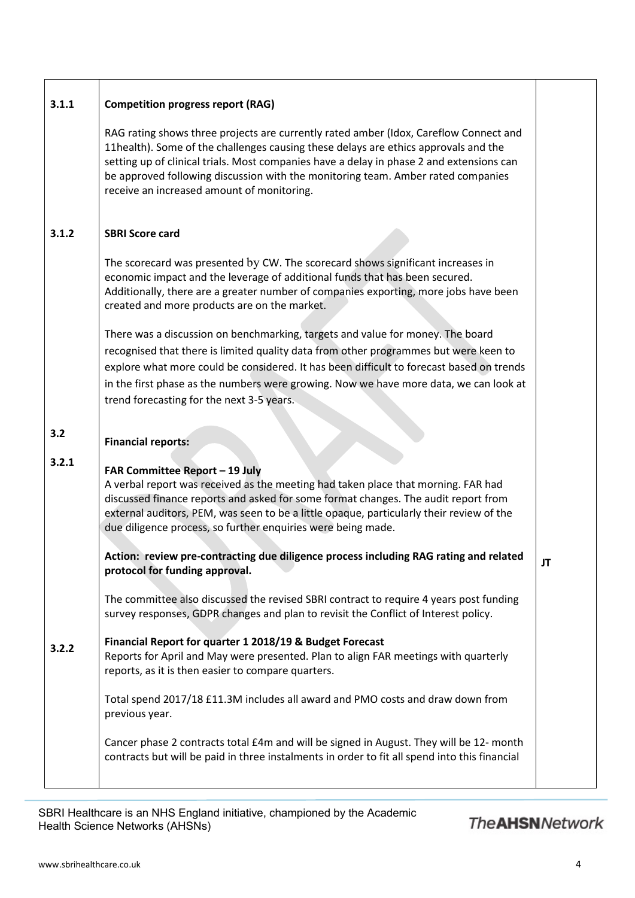| | | |
|---|---|---|
| 3.1.1 | **Competition progress report (RAG)**<br><br>RAG rating shows three projects are currently rated amber (Idox, Careflow Connect and 11health). Some of the challenges causing these delays are ethics approvals and the setting up of clinical trials. Most companies have a delay in phase 2 and extensions can be approved following discussion with the monitoring team. Amber rated companies receive an increased amount of monitoring. | |
| 3.1.2 | **SBRI Score card**<br><br>The scorecard was presented by CW. The scorecard shows significant increases in economic impact and the leverage of additional funds that has been secured. Additionally, there are a greater number of companies exporting, more jobs have been created and more products are on the market.<br><br>There was a discussion on benchmarking, targets and value for money. The board recognised that there is limited quality data from other programmes but were keen to explore what more could be considered. It has been difficult to forecast based on trends in the first phase as the numbers were growing. Now we have more data, we can look at trend forecasting for the next 3-5 years. | |
| 3.2 | **Financial reports:** | |
| 3.2.1 | **FAR Committee Report – 19 July**<br>A verbal report was received as the meeting had taken place that morning. FAR had discussed finance reports and asked for some format changes. The audit report from external auditors, PEM, was seen to be a little opaque, particularly their review of the due diligence process, so further enquiries were being made.<br><br>**Action: review pre-contracting due diligence process including RAG rating and related protocol for funding approval.**<br><br>The committee also discussed the revised SBRI contract to require 4 years post funding survey responses, GDPR changes and plan to revisit the Conflict of Interest policy. | JT |
| 3.2.2 | **Financial Report for quarter 1 2018/19 & Budget Forecast**<br>Reports for April and May were presented. Plan to align FAR meetings with quarterly reports, as it is then easier to compare quarters.<br><br>Total spend 2017/18 £11.3M includes all award and PMO costs and draw down from previous year.<br><br>Cancer phase 2 contracts total £4m and will be signed in August. They will be 12- month contracts but will be paid in three instalments in order to fit all spend into this financial | |

SBRI Healthcare is an NHS England initiative, championed by the Academic Health Science Networks (AHSNs)

www.sbrihealthcare.co.uk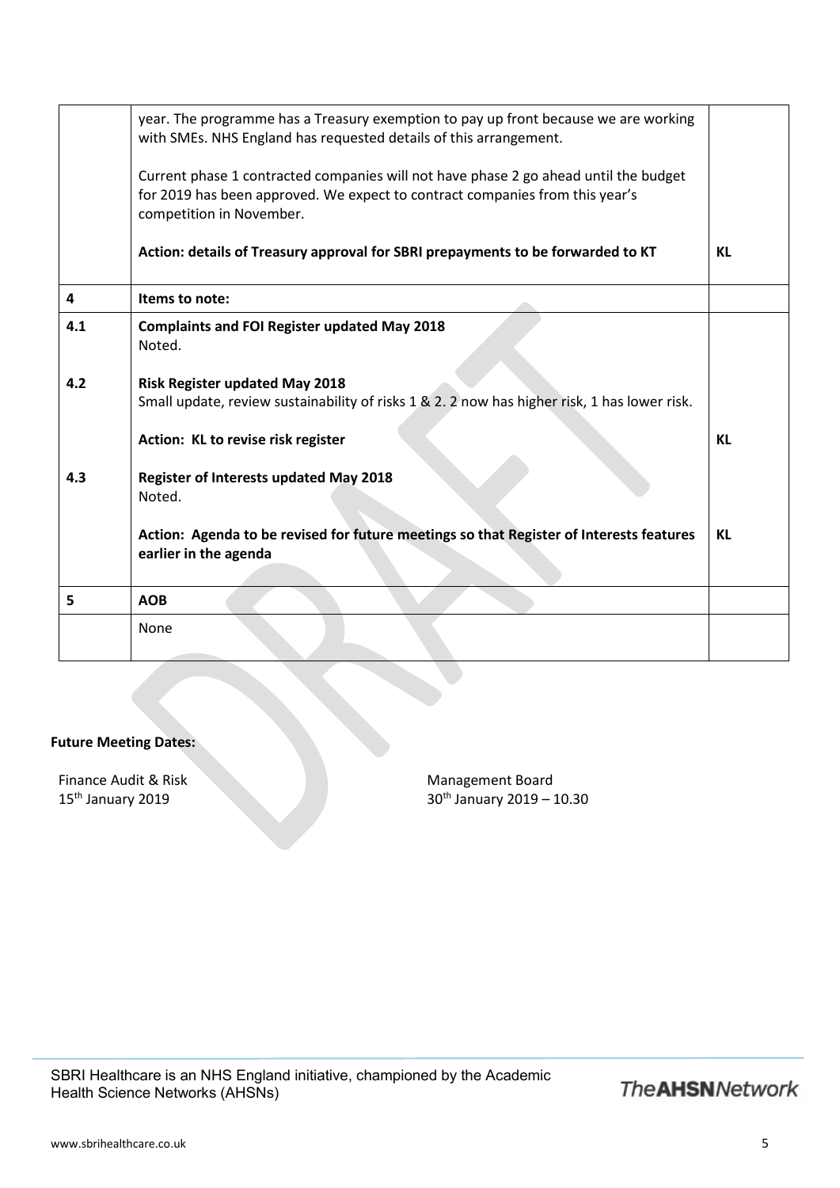| | | |
|---|---|---|
| | year. The programme has a Treasury exemption to pay up front because we are working with SMEs. NHS England has requested details of this arrangement.<br><br>Current phase 1 contracted companies will not have phase 2 go ahead until the budget for 2019 has been approved. We expect to contract companies from this year's competition in November.<br><br>**Action: details of Treasury approval for SBRI prepayments to be forwarded to KT** | **KL** |
| **4** | **Items to note:** | |
| **4.1**<br><br><br>**4.2**<br><br><br><br>**4.3** | **Complaints and FOI Register updated May 2018**<br>Noted.<br><br>**Risk Register updated May 2018**<br>Small update, review sustainability of risks 1 & 2. 2 now has higher risk, 1 has lower risk.<br><br>**Action: KL to revise risk register**<br><br>**Register of Interests updated May 2018**<br>Noted.<br><br>**Action: Agenda to be revised for future meetings so that Register of Interests features earlier in the agenda** | <br><br><br><br><br><br>**KL**<br><br><br><br><br>**KL** |
| **5** | **AOB** | |
| | None | |

**Future Meeting Dates:**

Finance Audit & Risk
15th January 2019

Management Board
30th January 2019 – 10.30

SBRI Healthcare is an NHS England initiative, championed by the Academic Health Science Networks (AHSNs)

The AHSN Network

www.sbrihealthcare.co.uk